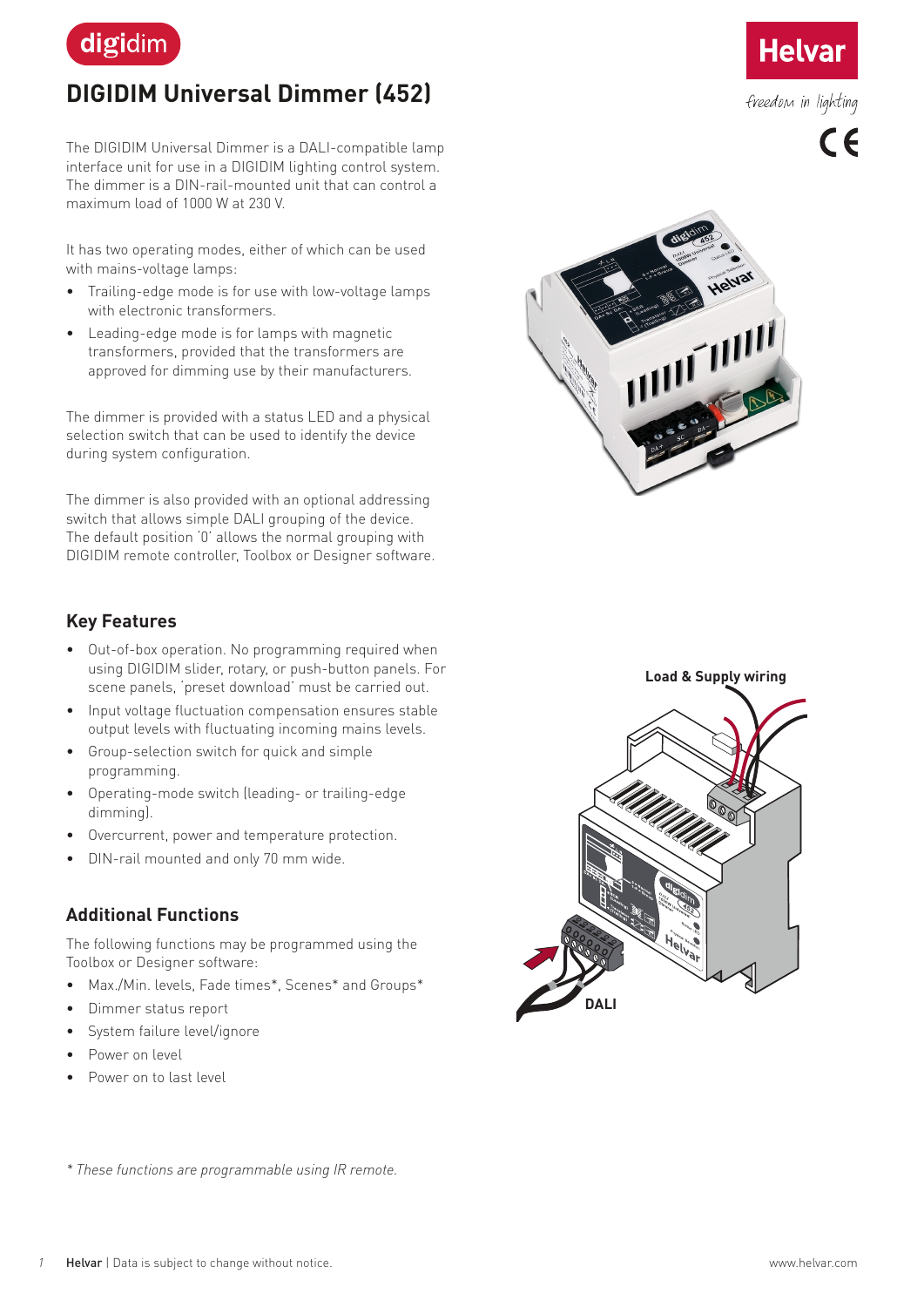# DIGIDIM Universal Dimmer (452)

The DIGIDIM Universal Dimmer is a DALI-compatible lamp interface unit for use in a DIGIDIM lighting control system. The dimmer is a DIN-rail-mounted unit that can control a maximum load of 1000 W at 230 V.

It has two operating modes, either of which can be used with mains-voltage lamps:

- Trailing-edge mode is for use with low-voltage lamps with electronic transformers.
- Leading-edge mode is for lamps with magnetic transformers, provided that the transformers are approved for dimming use by their manufacturers.

The dimmer is provided with a status LED and a physical selection switch that can be used to identify the device during system configuration.

The dimmer is also provided with an optional addressing switch that allows simple DALI grouping of the device. The default position '0' allows the normal grouping with DIGIDIM remote controller, Toolbox or Designer software.

## Key Features

- Out-of-box operation. No programming required when using DIGIDIM slider, rotary, or push-button panels. For scene panels, 'preset download' must be carried out.
- Input voltage fluctuation compensation ensures stable output levels with fluctuating incoming mains levels.
- Group-selection switch for quick and simple programming.
- Operating-mode switch (leading- or trailing-edge dimming).
- Overcurrent, power and temperature protection.
- DIN-rail mounted and only 70 mm wide.

## Additional Functions

The following functions may be programmed using the Toolbox or Designer software:

- Max./Min. levels, Fade times*, Scenes* and Groups*
- Dimmer status report
- System failure level/ignore
- Power on level
- Power on to last level

Load & Supply wiring

DALI

*\* These functions are programmable using IR remote.*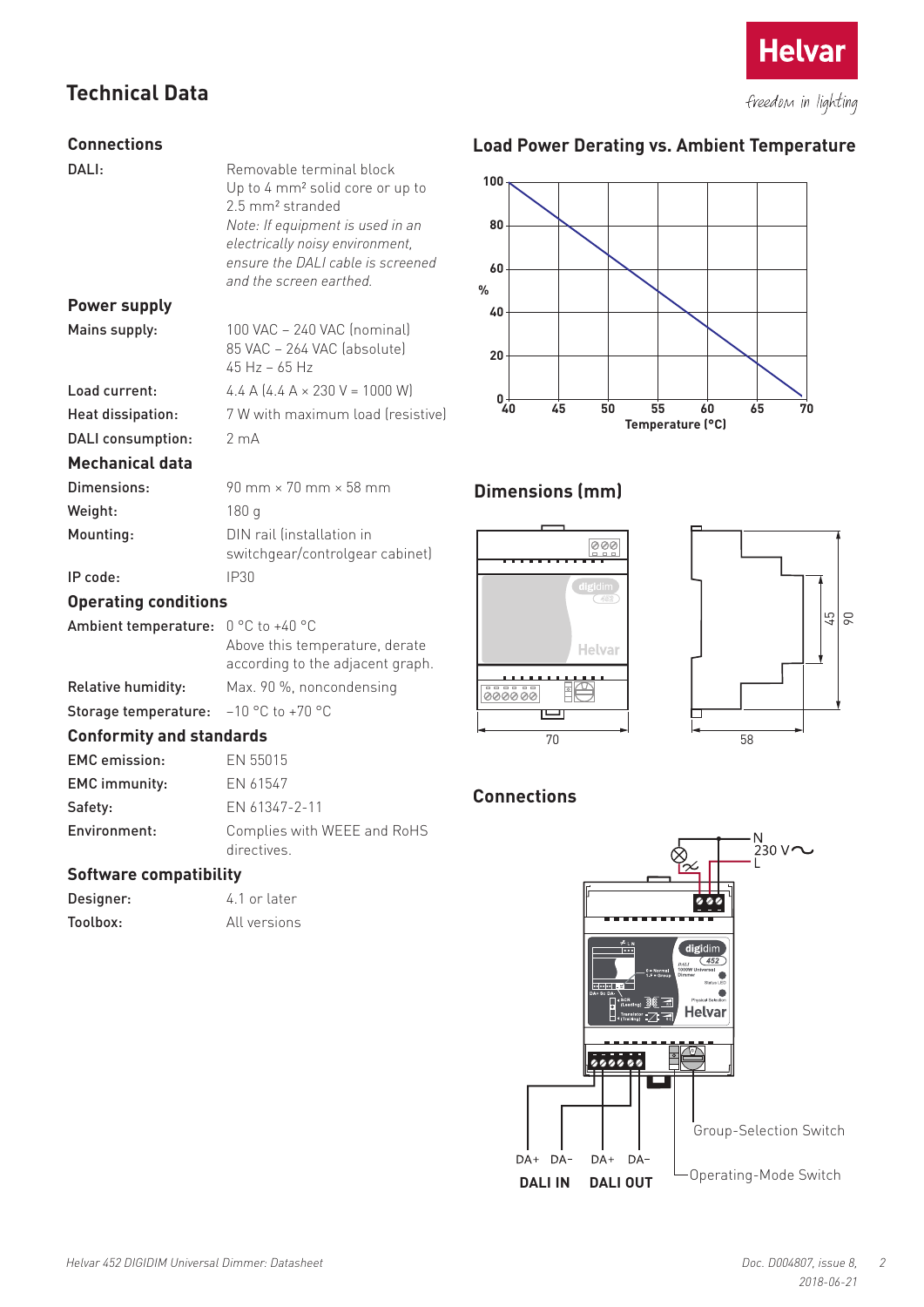# Technical Data

## Connections

| | |
|---|---|
| DALI: | Removable terminal block<br>Up to 4 mm² solid core or up to 2.5 mm² stranded<br>*Note: If equipment is used in an electrically noisy environment, ensure the DALI cable is screened and the screen earthed.* |

## Power supply

| | |
|---|---|
| Mains supply: | 100 VAC – 240 VAC (nominal)<br>85 VAC – 264 VAC (absolute)<br>45 Hz – 65 Hz |
| Load current: | 4.4 A (4.4 A × 230 V = 1000 W) |
| Heat dissipation: | 7 W with maximum load (resistive) |
| DALI consumption: | 2 mA |

## Mechanical data

| | |
|---|---|
| Dimensions: | 90 mm × 70 mm × 58 mm |
| Weight: | 180 g |
| Mounting: | DIN rail (installation in switchgear/controlgear cabinet) |
| IP code: | IP30 |

## Operating conditions

| | |
|---|---|
| Ambient temperature: | 0 °C to +40 °C<br>Above this temperature, derate according to the adjacent graph. |
| Relative humidity: | Max. 90 %, noncondensing |
| Storage temperature: | −10 °C to +70 °C |

## Conformity and standards

| | |
|---|---|
| EMC emission: | EN 55015 |
| EMC immunity: | EN 61547 |
| Safety: | EN 61347-2-11 |
| Environment: | Complies with WEEE and RoHS directives. |

## Software compatibility

| | |
|---|---|
| Designer: | 4.1 or later |
| Toolbox: | All versions |

## Load Power Derating vs. Ambient Temperature

%
100
80
60
40
20
0
40 45 50 55 60 65 70
Temperature (°C)

## Dimensions (mm)

70
58
45
90

## Connections

N
230 V
L

DA+ DA− DA+ DA−
**DALI IN** **DALI OUT**

Group-Selection Switch

Operating-Mode Switch